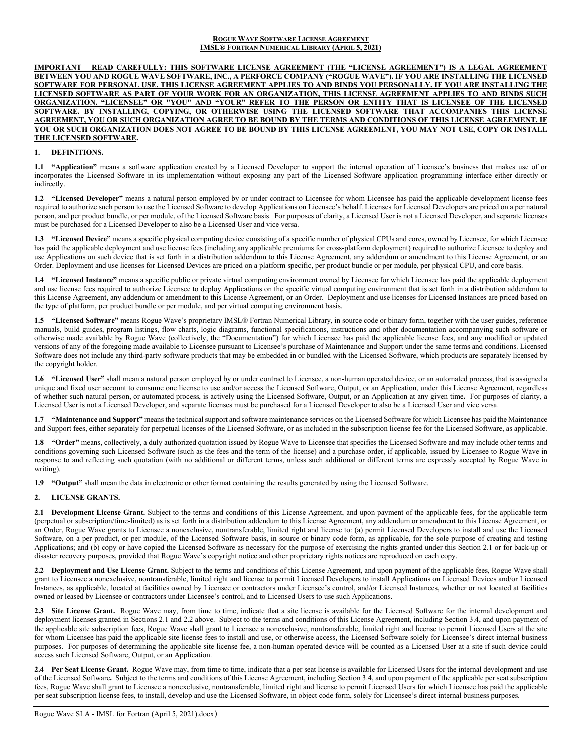**ROGUE WAVE SOFTWARE LICENSE AGREEMENT**
**IMSL® FORTRAN NUMERICAL LIBRARY (APRIL 5, 2021)**

**IMPORTANT – READ CAREFULLY: THIS SOFTWARE LICENSE AGREEMENT (THE "LICENSE AGREEMENT") IS A LEGAL AGREEMENT BETWEEN YOU AND ROGUE WAVE SOFTWARE, INC., A PERFORCE COMPANY ("ROGUE WAVE"). IF YOU ARE INSTALLING THE LICENSED SOFTWARE FOR PERSONAL USE, THIS LICENSE AGREEMENT APPLIES TO AND BINDS YOU PERSONALLY. IF YOU ARE INSTALLING THE LICENSED SOFTWARE AS PART OF YOUR WORK FOR AN ORGANIZATION, THIS LICENSE AGREEMENT APPLIES TO AND BINDS SUCH ORGANIZATION. "LICENSEE" OR "YOU" AND "YOUR" REFER TO THE PERSON OR ENTITY THAT IS LICENSEE OF THE LICENSED SOFTWARE. BY INSTALLING, COPYING, OR OTHERWISE USING THE LICENSED SOFTWARE THAT ACCOMPANIES THIS LICENSE AGREEMENT, YOU OR SUCH ORGANIZATION AGREE TO BE BOUND BY THE TERMS AND CONDITIONS OF THIS LICENSE AGREEMENT. IF YOU OR SUCH ORGANIZATION DOES NOT AGREE TO BE BOUND BY THIS LICENSE AGREEMENT, YOU MAY NOT USE, COPY OR INSTALL THE LICENSED SOFTWARE.**

## 1. DEFINITIONS.

**1.1 "Application"** means a software application created by a Licensed Developer to support the internal operation of Licensee's business that makes use of or incorporates the Licensed Software in its implementation without exposing any part of the Licensed Software application programming interface either directly or indirectly.

**1.2 "Licensed Developer"** means a natural person employed by or under contract to Licensee for whom Licensee has paid the applicable development license fees required to authorize such person to use the Licensed Software to develop Applications on Licensee's behalf. Licenses for Licensed Developers are priced on a per natural person, and per product bundle, or per module, of the Licensed Software basis. For purposes of clarity, a Licensed User is not a Licensed Developer, and separate licenses must be purchased for a Licensed Developer to also be a Licensed User and vice versa.

**1.3 "Licensed Device"** means a specific physical computing device consisting of a specific number of physical CPUs and cores, owned by Licensee, for which Licensee has paid the applicable deployment and use license fees (including any applicable premiums for cross-platform deployment) required to authorize Licensee to deploy and use Applications on such device that is set forth in a distribution addendum to this License Agreement, any addendum or amendment to this License Agreement, or an Order. Deployment and use licenses for Licensed Devices are priced on a platform specific, per product bundle or per module, per physical CPU, and core basis.

**1.4 "Licensed Instance"** means a specific public or private virtual computing environment owned by Licensee for which Licensee has paid the applicable deployment and use license fees required to authorize Licensee to deploy Applications on the specific virtual computing environment that is set forth in a distribution addendum to this License Agreement, any addendum or amendment to this License Agreement, or an Order. Deployment and use licenses for Licensed Instances are priced based on the type of platform, per product bundle or per module, and per virtual computing environment basis.

**1.5 "Licensed Software"** means Rogue Wave's proprietary IMSL® Fortran Numerical Library, in source code or binary form, together with the user guides, reference manuals, build guides, program listings, flow charts, logic diagrams, functional specifications, instructions and other documentation accompanying such software or otherwise made available by Rogue Wave (collectively, the "Documentation") for which Licensee has paid the applicable license fees, and any modified or updated versions of any of the foregoing made available to Licensee pursuant to Licensee's purchase of Maintenance and Support under the same terms and conditions. Licensed Software does not include any third-party software products that may be embedded in or bundled with the Licensed Software, which products are separately licensed by the copyright holder.

**1.6 "Licensed User"** shall mean a natural person employed by or under contract to Licensee, a non-human operated device, or an automated process, that is assigned a unique and fixed user account to consume one license to use and/or access the Licensed Software, Output, or an Application, under this License Agreement, regardless of whether such natural person, or automated process, is actively using the Licensed Software, Output, or an Application at any given time**.** For purposes of clarity, a Licensed User is not a Licensed Developer, and separate licenses must be purchased for a Licensed Developer to also be a Licensed User and vice versa.

**1.7 "Maintenance and Support"** means the technical support and software maintenance services on the Licensed Software for which Licensee has paid the Maintenance and Support fees, either separately for perpetual licenses of the Licensed Software, or as included in the subscription license fee for the Licensed Software, as applicable.

**1.8 "Order"** means, collectively, a duly authorized quotation issued by Rogue Wave to Licensee that specifies the Licensed Software and may include other terms and conditions governing such Licensed Software (such as the fees and the term of the license) and a purchase order, if applicable, issued by Licensee to Rogue Wave in response to and reflecting such quotation (with no additional or different terms, unless such additional or different terms are expressly accepted by Rogue Wave in writing).

**1.9 "Output"** shall mean the data in electronic or other format containing the results generated by using the Licensed Software.

## 2. LICENSE GRANTS.

**2.1 Development License Grant.** Subject to the terms and conditions of this License Agreement, and upon payment of the applicable fees, for the applicable term (perpetual or subscription/time-limited) as is set forth in a distribution addendum to this License Agreement, any addendum or amendment to this License Agreement, or an Order, Rogue Wave grants to Licensee a nonexclusive, nontransferable, limited right and license to: (a) permit Licensed Developers to install and use the Licensed Software, on a per product, or per module, of the Licensed Software basis, in source or binary code form, as applicable, for the sole purpose of creating and testing Applications; and (b) copy or have copied the Licensed Software as necessary for the purpose of exercising the rights granted under this Section 2.1 or for back-up or disaster recovery purposes, provided that Rogue Wave's copyright notice and other proprietary rights notices are reproduced on each copy.

**2.2 Deployment and Use License Grant.** Subject to the terms and conditions of this License Agreement, and upon payment of the applicable fees, Rogue Wave shall grant to Licensee a nonexclusive, nontransferable, limited right and license to permit Licensed Developers to install Applications on Licensed Devices and/or Licensed Instances, as applicable, located at facilities owned by Licensee or contractors under Licensee's control, and/or Licensed Instances, whether or not located at facilities owned or leased by Licensee or contractors under Licensee's control, and to Licensed Users to use such Applications.

**2.3 Site License Grant.** Rogue Wave may, from time to time, indicate that a site license is available for the Licensed Software for the internal development and deployment licenses granted in Sections 2.1 and 2.2 above. Subject to the terms and conditions of this License Agreement, including Section 3.4, and upon payment of the applicable site subscription fees, Rogue Wave shall grant to Licensee a nonexclusive, nontransferable, limited right and license to permit Licensed Users at the site for whom Licensee has paid the applicable site license fees to install and use, or otherwise access, the Licensed Software solely for Licensee's direct internal business purposes. For purposes of determining the applicable site license fee, a non-human operated device will be counted as a Licensed User at a site if such device could access such Licensed Software, Output, or an Application.

**2.4 Per Seat License Grant.** Rogue Wave may, from time to time, indicate that a per seat license is available for Licensed Users for the internal development and use of the Licensed Software**.** Subject to the terms and conditions of this License Agreement, including Section 3.4, and upon payment of the applicable per seat subscription fees, Rogue Wave shall grant to Licensee a nonexclusive, nontransferable, limited right and license to permit Licensed Users for which Licensee has paid the applicable per seat subscription license fees, to install, develop and use the Licensed Software, in object code form, solely for Licensee's direct internal business purposes.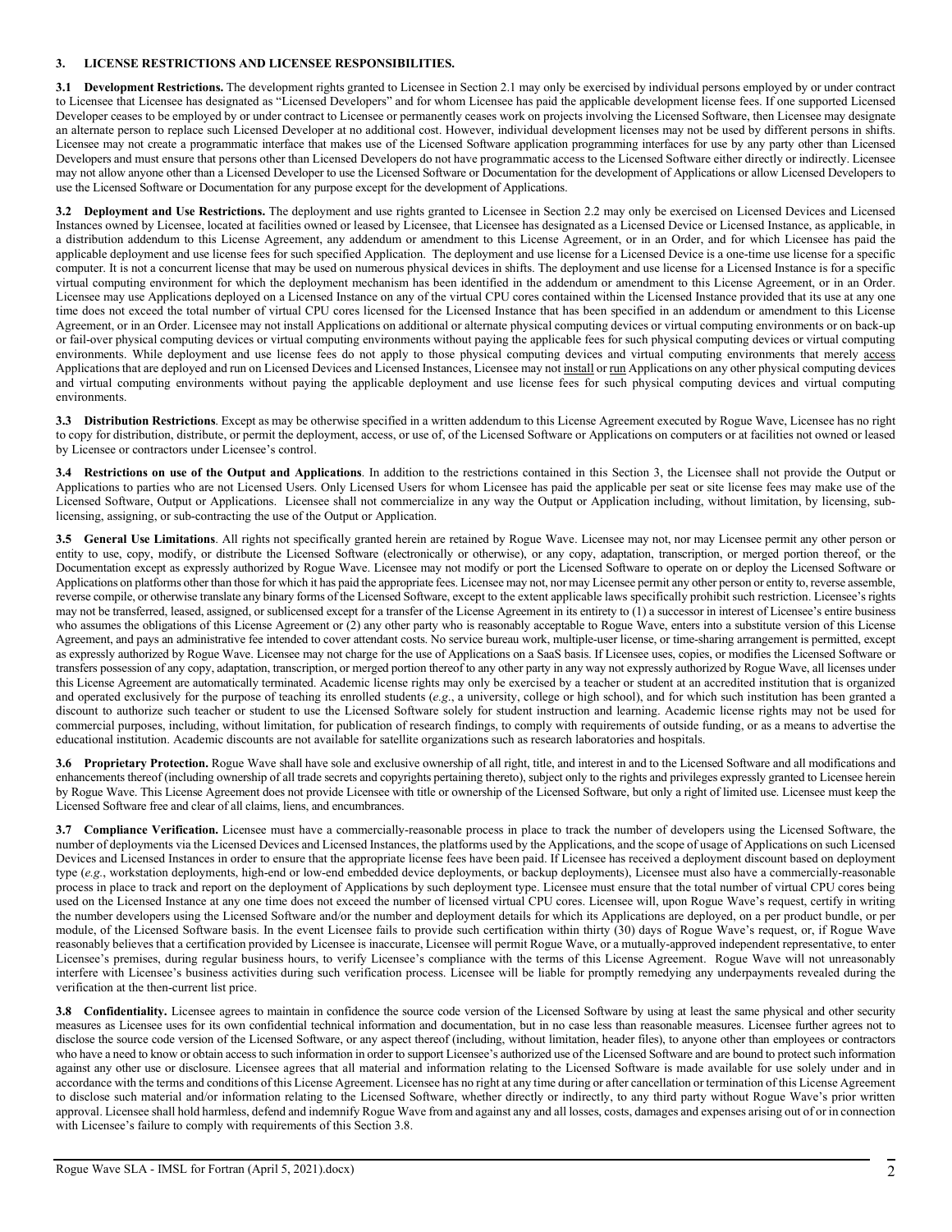## 3. LICENSE RESTRICTIONS AND LICENSEE RESPONSIBILITIES.

**3.1 Development Restrictions.** The development rights granted to Licensee in Section 2.1 may only be exercised by individual persons employed by or under contract to Licensee that Licensee has designated as "Licensed Developers" and for whom Licensee has paid the applicable development license fees. If one supported Licensed Developer ceases to be employed by or under contract to Licensee or permanently ceases work on projects involving the Licensed Software, then Licensee may designate an alternate person to replace such Licensed Developer at no additional cost. However, individual development licenses may not be used by different persons in shifts. Licensee may not create a programmatic interface that makes use of the Licensed Software application programming interfaces for use by any party other than Licensed Developers and must ensure that persons other than Licensed Developers do not have programmatic access to the Licensed Software either directly or indirectly. Licensee may not allow anyone other than a Licensed Developer to use the Licensed Software or Documentation for the development of Applications or allow Licensed Developers to use the Licensed Software or Documentation for any purpose except for the development of Applications.

**3.2 Deployment and Use Restrictions.** The deployment and use rights granted to Licensee in Section 2.2 may only be exercised on Licensed Devices and Licensed Instances owned by Licensee, located at facilities owned or leased by Licensee, that Licensee has designated as a Licensed Device or Licensed Instance, as applicable, in a distribution addendum to this License Agreement, any addendum or amendment to this License Agreement, or in an Order, and for which Licensee has paid the applicable deployment and use license fees for such specified Application. The deployment and use license for a Licensed Device is a one-time use license for a specific computer. It is not a concurrent license that may be used on numerous physical devices in shifts. The deployment and use license for a Licensed Instance is for a specific virtual computing environment for which the deployment mechanism has been identified in the addendum or amendment to this License Agreement, or in an Order. Licensee may use Applications deployed on a Licensed Instance on any of the virtual CPU cores contained within the Licensed Instance provided that its use at any one time does not exceed the total number of virtual CPU cores licensed for the Licensed Instance that has been specified in an addendum or amendment to this License Agreement, or in an Order. Licensee may not install Applications on additional or alternate physical computing devices or virtual computing environments or on back-up or fail-over physical computing devices or virtual computing environments without paying the applicable fees for such physical computing devices or virtual computing environments. While deployment and use license fees do not apply to those physical computing devices and virtual computing environments that merely access Applications that are deployed and run on Licensed Devices and Licensed Instances, Licensee may not install or run Applications on any other physical computing devices and virtual computing environments without paying the applicable deployment and use license fees for such physical computing devices and virtual computing environments.

**3.3 Distribution Restrictions**. Except as may be otherwise specified in a written addendum to this License Agreement executed by Rogue Wave, Licensee has no right to copy for distribution, distribute, or permit the deployment, access, or use of, of the Licensed Software or Applications on computers or at facilities not owned or leased by Licensee or contractors under Licensee's control.

**3.4 Restrictions on use of the Output and Applications**. In addition to the restrictions contained in this Section 3, the Licensee shall not provide the Output or Applications to parties who are not Licensed Users. Only Licensed Users for whom Licensee has paid the applicable per seat or site license fees may make use of the Licensed Software, Output or Applications. Licensee shall not commercialize in any way the Output or Application including, without limitation, by licensing, sub-licensing, assigning, or sub-contracting the use of the Output or Application.

**3.5 General Use Limitations**. All rights not specifically granted herein are retained by Rogue Wave. Licensee may not, nor may Licensee permit any other person or entity to, use, copy, modify, or distribute the Licensed Software (electronically or otherwise), or any copy, adaptation, transcription, or merged portion thereof, or the Documentation except as expressly authorized by Rogue Wave. Licensee may not modify or port the Licensed Software to operate on or deploy the Licensed Software or Applications on platforms other than those for which it has paid the appropriate fees. Licensee may not, nor may Licensee permit any other person or entity to, reverse assemble, reverse compile, or otherwise translate any binary forms of the Licensed Software, except to the extent applicable laws specifically prohibit such restriction. Licensee's rights may not be transferred, leased, assigned, or sublicensed except for a transfer of the License Agreement in its entirety to (1) a successor in interest of Licensee's entire business who assumes the obligations of this License Agreement or (2) any other party who is reasonably acceptable to Rogue Wave, enters into a substitute version of this License Agreement, and pays an administrative fee intended to cover attendant costs. No service bureau work, multiple-user license, or time-sharing arrangement is permitted, except as expressly authorized by Rogue Wave. Licensee may not charge for the use of Applications on a SaaS basis. If Licensee uses, copies, or modifies the Licensed Software or transfers possession of any copy, adaptation, transcription, or merged portion thereof to any other party in any way not expressly authorized by Rogue Wave, all licenses under this License Agreement are automatically terminated. Academic license rights may only be exercised by a teacher or student at an accredited institution that is organized and operated exclusively for the purpose of teaching its enrolled students (*e.g.*, a university, college or high school), and for which such institution has been granted a discount to authorize such teacher or student to use the Licensed Software solely for student instruction and learning. Academic license rights may not be used for commercial purposes, including, without limitation, for publication of research findings, to comply with requirements of outside funding, or as a means to advertise the educational institution. Academic discounts are not available for satellite organizations such as research laboratories and hospitals.

**3.6 Proprietary Protection.** Rogue Wave shall have sole and exclusive ownership of all right, title, and interest in and to the Licensed Software and all modifications and enhancements thereof (including ownership of all trade secrets and copyrights pertaining thereto), subject only to the rights and privileges expressly granted to Licensee herein by Rogue Wave. This License Agreement does not provide Licensee with title or ownership of the Licensed Software, but only a right of limited use. Licensee must keep the Licensed Software free and clear of all claims, liens, and encumbrances.

**3.7 Compliance Verification.** Licensee must have a commercially-reasonable process in place to track the number of developers using the Licensed Software, the number of deployments via the Licensed Devices and Licensed Instances, the platforms used by the Applications, and the scope of usage of Applications on such Licensed Devices and Licensed Instances in order to ensure that the appropriate license fees have been paid. If Licensee has received a deployment discount based on deployment type (*e.g.*, workstation deployments, high-end or low-end embedded device deployments, or backup deployments), Licensee must also have a commercially-reasonable process in place to track and report on the deployment of Applications by such deployment type. Licensee must ensure that the total number of virtual CPU cores being used on the Licensed Instance at any one time does not exceed the number of licensed virtual CPU cores. Licensee will, upon Rogue Wave's request, certify in writing the number developers using the Licensed Software and/or the number and deployment details for which its Applications are deployed, on a per product bundle, or per module, of the Licensed Software basis. In the event Licensee fails to provide such certification within thirty (30) days of Rogue Wave's request, or, if Rogue Wave reasonably believes that a certification provided by Licensee is inaccurate, Licensee will permit Rogue Wave, or a mutually-approved independent representative, to enter Licensee's premises, during regular business hours, to verify Licensee's compliance with the terms of this License Agreement. Rogue Wave will not unreasonably interfere with Licensee's business activities during such verification process. Licensee will be liable for promptly remedying any underpayments revealed during the verification at the then-current list price.

**3.8 Confidentiality.** Licensee agrees to maintain in confidence the source code version of the Licensed Software by using at least the same physical and other security measures as Licensee uses for its own confidential technical information and documentation, but in no case less than reasonable measures. Licensee further agrees not to disclose the source code version of the Licensed Software, or any aspect thereof (including, without limitation, header files), to anyone other than employees or contractors who have a need to know or obtain access to such information in order to support Licensee's authorized use of the Licensed Software and are bound to protect such information against any other use or disclosure. Licensee agrees that all material and information relating to the Licensed Software is made available for use solely under and in accordance with the terms and conditions of this License Agreement. Licensee has no right at any time during or after cancellation or termination of this License Agreement to disclose such material and/or information relating to the Licensed Software, whether directly or indirectly, to any third party without Rogue Wave's prior written approval. Licensee shall hold harmless, defend and indemnify Rogue Wave from and against any and all losses, costs, damages and expenses arising out of or in connection with Licensee's failure to comply with requirements of this Section 3.8.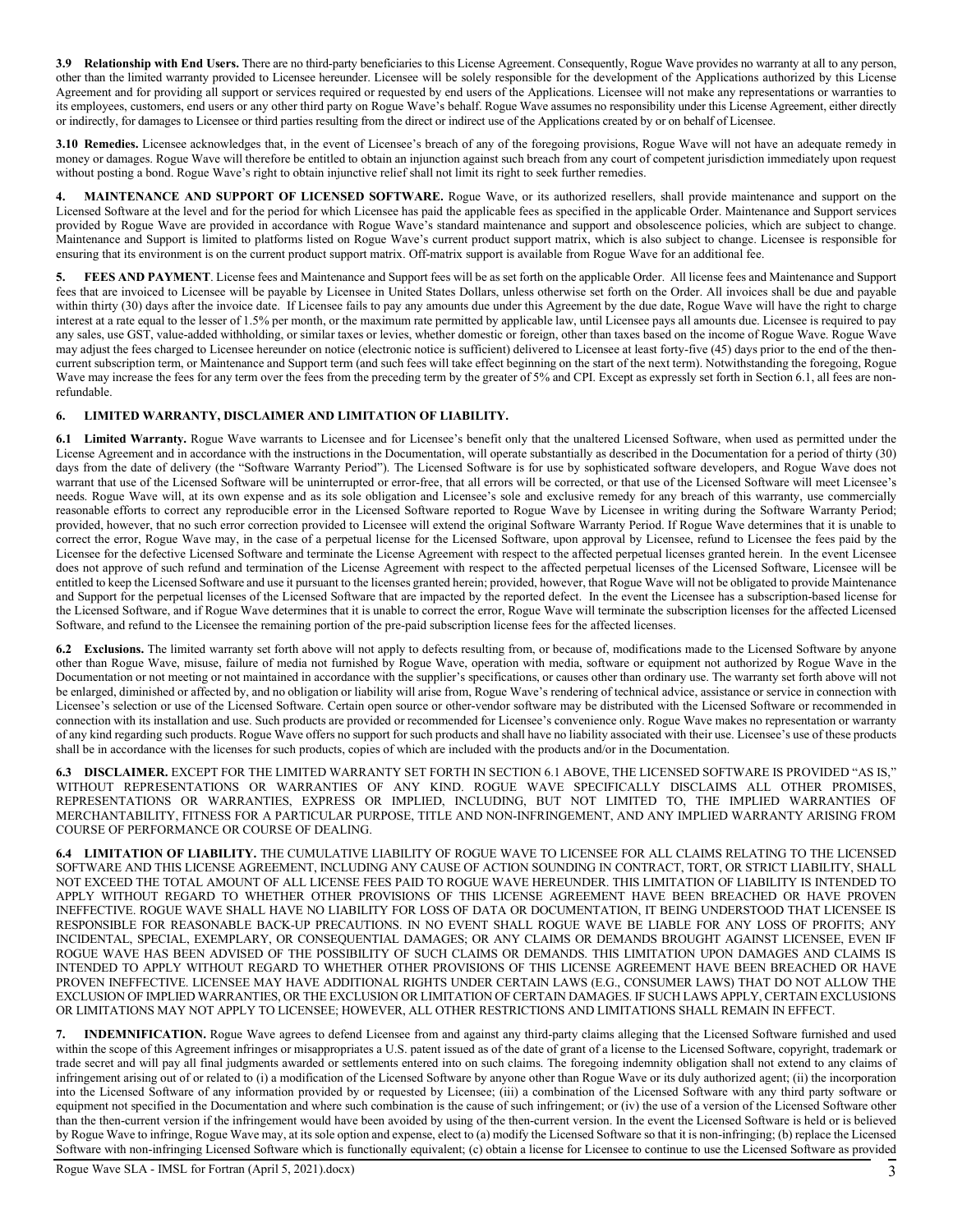**3.9 Relationship with End Users.** There are no third-party beneficiaries to this License Agreement. Consequently, Rogue Wave provides no warranty at all to any person, other than the limited warranty provided to Licensee hereunder. Licensee will be solely responsible for the development of the Applications authorized by this License Agreement and for providing all support or services required or requested by end users of the Applications. Licensee will not make any representations or warranties to its employees, customers, end users or any other third party on Rogue Wave's behalf. Rogue Wave assumes no responsibility under this License Agreement, either directly or indirectly, for damages to Licensee or third parties resulting from the direct or indirect use of the Applications created by or on behalf of Licensee.

**3.10 Remedies.** Licensee acknowledges that, in the event of Licensee's breach of any of the foregoing provisions, Rogue Wave will not have an adequate remedy in money or damages. Rogue Wave will therefore be entitled to obtain an injunction against such breach from any court of competent jurisdiction immediately upon request without posting a bond. Rogue Wave's right to obtain injunctive relief shall not limit its right to seek further remedies.

**4. MAINTENANCE AND SUPPORT OF LICENSED SOFTWARE.** Rogue Wave, or its authorized resellers, shall provide maintenance and support on the Licensed Software at the level and for the period for which Licensee has paid the applicable fees as specified in the applicable Order. Maintenance and Support services provided by Rogue Wave are provided in accordance with Rogue Wave's standard maintenance and support and obsolescence policies, which are subject to change. Maintenance and Support is limited to platforms listed on Rogue Wave's current product support matrix, which is also subject to change. Licensee is responsible for ensuring that its environment is on the current product support matrix. Off-matrix support is available from Rogue Wave for an additional fee.

**5. FEES AND PAYMENT**. License fees and Maintenance and Support fees will be as set forth on the applicable Order. All license fees and Maintenance and Support fees that are invoiced to Licensee will be payable by Licensee in United States Dollars, unless otherwise set forth on the Order. All invoices shall be due and payable within thirty (30) days after the invoice date. If Licensee fails to pay any amounts due under this Agreement by the due date, Rogue Wave will have the right to charge interest at a rate equal to the lesser of 1.5% per month, or the maximum rate permitted by applicable law, until Licensee pays all amounts due. Licensee is required to pay any sales, use GST, value-added withholding, or similar taxes or levies, whether domestic or foreign, other than taxes based on the income of Rogue Wave. Rogue Wave may adjust the fees charged to Licensee hereunder on notice (electronic notice is sufficient) delivered to Licensee at least forty-five (45) days prior to the end of the then-current subscription term, or Maintenance and Support term (and such fees will take effect beginning on the start of the next term). Notwithstanding the foregoing, Rogue Wave may increase the fees for any term over the fees from the preceding term by the greater of 5% and CPI. Except as expressly set forth in Section 6.1, all fees are non-refundable.

**6. LIMITED WARRANTY, DISCLAIMER AND LIMITATION OF LIABILITY.**

**6.1 Limited Warranty.** Rogue Wave warrants to Licensee and for Licensee's benefit only that the unaltered Licensed Software, when used as permitted under the License Agreement and in accordance with the instructions in the Documentation, will operate substantially as described in the Documentation for a period of thirty (30) days from the date of delivery (the "Software Warranty Period"). The Licensed Software is for use by sophisticated software developers, and Rogue Wave does not warrant that use of the Licensed Software will be uninterrupted or error-free, that all errors will be corrected, or that use of the Licensed Software will meet Licensee's needs. Rogue Wave will, at its own expense and as its sole obligation and Licensee's sole and exclusive remedy for any breach of this warranty, use commercially reasonable efforts to correct any reproducible error in the Licensed Software reported to Rogue Wave by Licensee in writing during the Software Warranty Period; provided, however, that no such error correction provided to Licensee will extend the original Software Warranty Period. If Rogue Wave determines that it is unable to correct the error, Rogue Wave may, in the case of a perpetual license for the Licensed Software, upon approval by Licensee, refund to Licensee the fees paid by the Licensee for the defective Licensed Software and terminate the License Agreement with respect to the affected perpetual licenses granted herein. In the event Licensee does not approve of such refund and termination of the License Agreement with respect to the affected perpetual licenses of the Licensed Software, Licensee will be entitled to keep the Licensed Software and use it pursuant to the licenses granted herein; provided, however, that Rogue Wave will not be obligated to provide Maintenance and Support for the perpetual licenses of the Licensed Software that are impacted by the reported defect. In the event the Licensee has a subscription-based license for the Licensed Software, and if Rogue Wave determines that it is unable to correct the error, Rogue Wave will terminate the subscription licenses for the affected Licensed Software, and refund to the Licensee the remaining portion of the pre-paid subscription license fees for the affected licenses.

**6.2 Exclusions.** The limited warranty set forth above will not apply to defects resulting from, or because of, modifications made to the Licensed Software by anyone other than Rogue Wave, misuse, failure of media not furnished by Rogue Wave, operation with media, software or equipment not authorized by Rogue Wave in the Documentation or not meeting or not maintained in accordance with the supplier's specifications, or causes other than ordinary use. The warranty set forth above will not be enlarged, diminished or affected by, and no obligation or liability will arise from, Rogue Wave's rendering of technical advice, assistance or service in connection with Licensee's selection or use of the Licensed Software. Certain open source or other-vendor software may be distributed with the Licensed Software or recommended in connection with its installation and use. Such products are provided or recommended for Licensee's convenience only. Rogue Wave makes no representation or warranty of any kind regarding such products. Rogue Wave offers no support for such products and shall have no liability associated with their use. Licensee's use of these products shall be in accordance with the licenses for such products, copies of which are included with the products and/or in the Documentation.

**6.3 DISCLAIMER.** EXCEPT FOR THE LIMITED WARRANTY SET FORTH IN SECTION 6.1 ABOVE, THE LICENSED SOFTWARE IS PROVIDED "AS IS," WITHOUT REPRESENTATIONS OR WARRANTIES OF ANY KIND. ROGUE WAVE SPECIFICALLY DISCLAIMS ALL OTHER PROMISES, REPRESENTATIONS OR WARRANTIES, EXPRESS OR IMPLIED, INCLUDING, BUT NOT LIMITED TO, THE IMPLIED WARRANTIES OF MERCHANTABILITY, FITNESS FOR A PARTICULAR PURPOSE, TITLE AND NON-INFRINGEMENT, AND ANY IMPLIED WARRANTY ARISING FROM COURSE OF PERFORMANCE OR COURSE OF DEALING.

**6.4 LIMITATION OF LIABILITY.** THE CUMULATIVE LIABILITY OF ROGUE WAVE TO LICENSEE FOR ALL CLAIMS RELATING TO THE LICENSED SOFTWARE AND THIS LICENSE AGREEMENT, INCLUDING ANY CAUSE OF ACTION SOUNDING IN CONTRACT, TORT, OR STRICT LIABILITY, SHALL NOT EXCEED THE TOTAL AMOUNT OF ALL LICENSE FEES PAID TO ROGUE WAVE HEREUNDER. THIS LIMITATION OF LIABILITY IS INTENDED TO APPLY WITHOUT REGARD TO WHETHER OTHER PROVISIONS OF THIS LICENSE AGREEMENT HAVE BEEN BREACHED OR HAVE PROVEN INEFFECTIVE. ROGUE WAVE SHALL HAVE NO LIABILITY FOR LOSS OF DATA OR DOCUMENTATION, IT BEING UNDERSTOOD THAT LICENSEE IS RESPONSIBLE FOR REASONABLE BACK-UP PRECAUTIONS. IN NO EVENT SHALL ROGUE WAVE BE LIABLE FOR ANY LOSS OF PROFITS; ANY INCIDENTAL, SPECIAL, EXEMPLARY, OR CONSEQUENTIAL DAMAGES; OR ANY CLAIMS OR DEMANDS BROUGHT AGAINST LICENSEE, EVEN IF ROGUE WAVE HAS BEEN ADVISED OF THE POSSIBILITY OF SUCH CLAIMS OR DEMANDS. THIS LIMITATION UPON DAMAGES AND CLAIMS IS INTENDED TO APPLY WITHOUT REGARD TO WHETHER OTHER PROVISIONS OF THIS LICENSE AGREEMENT HAVE BEEN BREACHED OR HAVE PROVEN INEFFECTIVE. LICENSEE MAY HAVE ADDITIONAL RIGHTS UNDER CERTAIN LAWS (E.G., CONSUMER LAWS) THAT DO NOT ALLOW THE EXCLUSION OF IMPLIED WARRANTIES, OR THE EXCLUSION OR LIMITATION OF CERTAIN DAMAGES. IF SUCH LAWS APPLY, CERTAIN EXCLUSIONS OR LIMITATIONS MAY NOT APPLY TO LICENSEE; HOWEVER, ALL OTHER RESTRICTIONS AND LIMITATIONS SHALL REMAIN IN EFFECT.

**7. INDEMNIFICATION.** Rogue Wave agrees to defend Licensee from and against any third-party claims alleging that the Licensed Software furnished and used within the scope of this Agreement infringes or misappropriates a U.S. patent issued as of the date of grant of a license to the Licensed Software, copyright, trademark or trade secret and will pay all final judgments awarded or settlements entered into on such claims. The foregoing indemnity obligation shall not extend to any claims of infringement arising out of or related to (i) a modification of the Licensed Software by anyone other than Rogue Wave or its duly authorized agent; (ii) the incorporation into the Licensed Software of any information provided by or requested by Licensee; (iii) a combination of the Licensed Software with any third party software or equipment not specified in the Documentation and where such combination is the cause of such infringement; or (iv) the use of a version of the Licensed Software other than the then-current version if the infringement would have been avoided by using of the then-current version. In the event the Licensed Software is held or is believed by Rogue Wave to infringe, Rogue Wave may, at its sole option and expense, elect to (a) modify the Licensed Software so that it is non-infringing; (b) replace the Licensed Software with non-infringing Licensed Software which is functionally equivalent; (c) obtain a license for Licensee to continue to use the Licensed Software as provided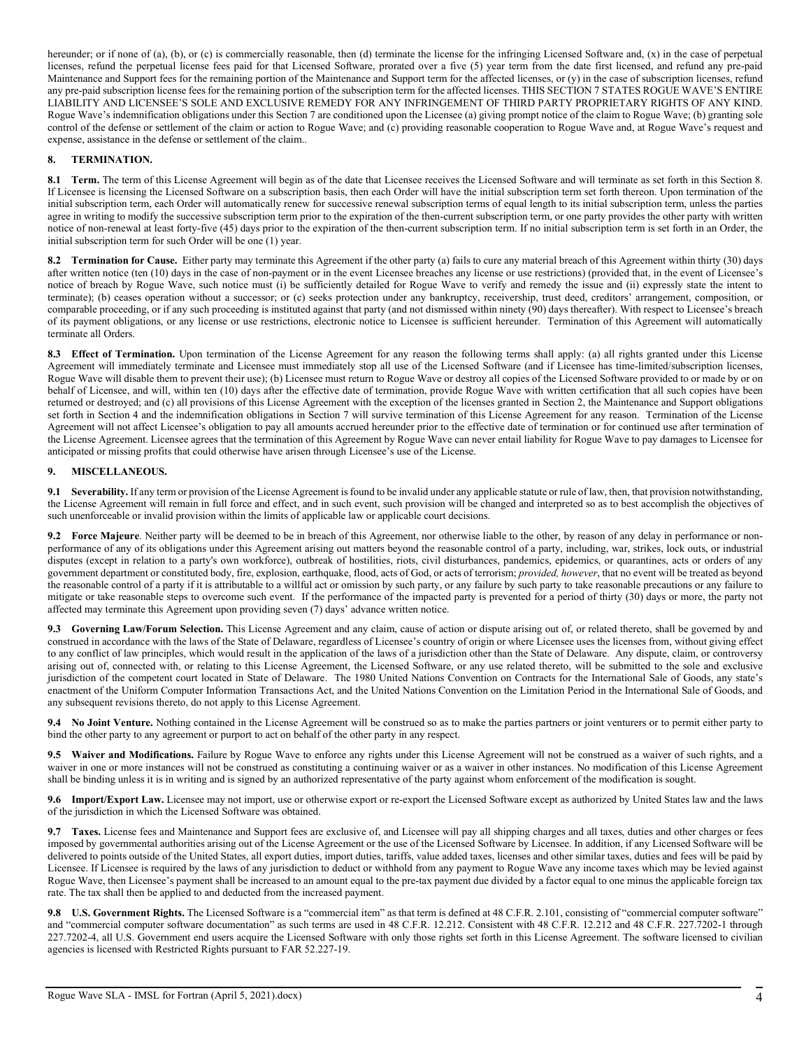hereunder; or if none of (a), (b), or (c) is commercially reasonable, then (d) terminate the license for the infringing Licensed Software and, (x) in the case of perpetual licenses, refund the perpetual license fees paid for that Licensed Software, prorated over a five (5) year term from the date first licensed, and refund any pre-paid Maintenance and Support fees for the remaining portion of the Maintenance and Support term for the affected licenses, or (y) in the case of subscription licenses, refund any pre-paid subscription license fees for the remaining portion of the subscription term for the affected licenses. THIS SECTION 7 STATES ROGUE WAVE'S ENTIRE LIABILITY AND LICENSEE'S SOLE AND EXCLUSIVE REMEDY FOR ANY INFRINGEMENT OF THIRD PARTY PROPRIETARY RIGHTS OF ANY KIND. Rogue Wave's indemnification obligations under this Section 7 are conditioned upon the Licensee (a) giving prompt notice of the claim to Rogue Wave; (b) granting sole control of the defense or settlement of the claim or action to Rogue Wave; and (c) providing reasonable cooperation to Rogue Wave and, at Rogue Wave's request and expense, assistance in the defense or settlement of the claim..

## 8. TERMINATION.

**8.1 Term.** The term of this License Agreement will begin as of the date that Licensee receives the Licensed Software and will terminate as set forth in this Section 8. If Licensee is licensing the Licensed Software on a subscription basis, then each Order will have the initial subscription term set forth thereon. Upon termination of the initial subscription term, each Order will automatically renew for successive renewal subscription terms of equal length to its initial subscription term, unless the parties agree in writing to modify the successive subscription term prior to the expiration of the then-current subscription term, or one party provides the other party with written notice of non-renewal at least forty-five (45) days prior to the expiration of the then-current subscription term. If no initial subscription term is set forth in an Order, the initial subscription term for such Order will be one (1) year.

**8.2 Termination for Cause.** Either party may terminate this Agreement if the other party (a) fails to cure any material breach of this Agreement within thirty (30) days after written notice (ten (10) days in the case of non-payment or in the event Licensee breaches any license or use restrictions) (provided that, in the event of Licensee's notice of breach by Rogue Wave, such notice must (i) be sufficiently detailed for Rogue Wave to verify and remedy the issue and (ii) expressly state the intent to terminate); (b) ceases operation without a successor; or (c) seeks protection under any bankruptcy, receivership, trust deed, creditors' arrangement, composition, or comparable proceeding, or if any such proceeding is instituted against that party (and not dismissed within ninety (90) days thereafter). With respect to Licensee's breach of its payment obligations, or any license or use restrictions, electronic notice to Licensee is sufficient hereunder. Termination of this Agreement will automatically terminate all Orders.

**8.3 Effect of Termination.** Upon termination of the License Agreement for any reason the following terms shall apply: (a) all rights granted under this License Agreement will immediately terminate and Licensee must immediately stop all use of the Licensed Software (and if Licensee has time-limited/subscription licenses, Rogue Wave will disable them to prevent their use); (b) Licensee must return to Rogue Wave or destroy all copies of the Licensed Software provided to or made by or on behalf of Licensee, and will, within ten (10) days after the effective date of termination, provide Rogue Wave with written certification that all such copies have been returned or destroyed; and (c) all provisions of this License Agreement with the exception of the licenses granted in Section 2, the Maintenance and Support obligations set forth in Section 4 and the indemnification obligations in Section 7 will survive termination of this License Agreement for any reason. Termination of the License Agreement will not affect Licensee's obligation to pay all amounts accrued hereunder prior to the effective date of termination or for continued use after termination of the License Agreement. Licensee agrees that the termination of this Agreement by Rogue Wave can never entail liability for Rogue Wave to pay damages to Licensee for anticipated or missing profits that could otherwise have arisen through Licensee's use of the License.

## 9. MISCELLANEOUS.

**9.1 Severability.** If any term or provision of the License Agreement is found to be invalid under any applicable statute or rule of law, then, that provision notwithstanding, the License Agreement will remain in full force and effect, and in such event, such provision will be changed and interpreted so as to best accomplish the objectives of such unenforceable or invalid provision within the limits of applicable law or applicable court decisions.

**9.2 Force Majeure**. Neither party will be deemed to be in breach of this Agreement, nor otherwise liable to the other, by reason of any delay in performance or non-performance of any of its obligations under this Agreement arising out matters beyond the reasonable control of a party, including, war, strikes, lock outs, or industrial disputes (except in relation to a party's own workforce), outbreak of hostilities, riots, civil disturbances, pandemics, epidemics, or quarantines, acts or orders of any government department or constituted body, fire, explosion, earthquake, flood, acts of God, or acts of terrorism; *provided, however*, that no event will be treated as beyond the reasonable control of a party if it is attributable to a willful act or omission by such party, or any failure by such party to take reasonable precautions or any failure to mitigate or take reasonable steps to overcome such event. If the performance of the impacted party is prevented for a period of thirty (30) days or more, the party not affected may terminate this Agreement upon providing seven (7) days' advance written notice.

**9.3 Governing Law/Forum Selection.** This License Agreement and any claim, cause of action or dispute arising out of, or related thereto, shall be governed by and construed in accordance with the laws of the State of Delaware, regardless of Licensee's country of origin or where Licensee uses the licenses from, without giving effect to any conflict of law principles, which would result in the application of the laws of a jurisdiction other than the State of Delaware. Any dispute, claim, or controversy arising out of, connected with, or relating to this License Agreement, the Licensed Software, or any use related thereto, will be submitted to the sole and exclusive jurisdiction of the competent court located in State of Delaware. The 1980 United Nations Convention on Contracts for the International Sale of Goods, any state's enactment of the Uniform Computer Information Transactions Act, and the United Nations Convention on the Limitation Period in the International Sale of Goods, and any subsequent revisions thereto, do not apply to this License Agreement.

**9.4 No Joint Venture.** Nothing contained in the License Agreement will be construed so as to make the parties partners or joint venturers or to permit either party to bind the other party to any agreement or purport to act on behalf of the other party in any respect.

**9.5 Waiver and Modifications.** Failure by Rogue Wave to enforce any rights under this License Agreement will not be construed as a waiver of such rights, and a waiver in one or more instances will not be construed as constituting a continuing waiver or as a waiver in other instances. No modification of this License Agreement shall be binding unless it is in writing and is signed by an authorized representative of the party against whom enforcement of the modification is sought.

**9.6 Import/Export Law.** Licensee may not import, use or otherwise export or re-export the Licensed Software except as authorized by United States law and the laws of the jurisdiction in which the Licensed Software was obtained.

**9.7 Taxes.** License fees and Maintenance and Support fees are exclusive of, and Licensee will pay all shipping charges and all taxes, duties and other charges or fees imposed by governmental authorities arising out of the License Agreement or the use of the Licensed Software by Licensee. In addition, if any Licensed Software will be delivered to points outside of the United States, all export duties, import duties, tariffs, value added taxes, licenses and other similar taxes, duties and fees will be paid by Licensee. If Licensee is required by the laws of any jurisdiction to deduct or withhold from any payment to Rogue Wave any income taxes which may be levied against Rogue Wave, then Licensee's payment shall be increased to an amount equal to the pre-tax payment due divided by a factor equal to one minus the applicable foreign tax rate. The tax shall then be applied to and deducted from the increased payment.

**9.8 U.S. Government Rights.** The Licensed Software is a "commercial item" as that term is defined at 48 C.F.R. 2.101, consisting of "commercial computer software" and "commercial computer software documentation" as such terms are used in 48 C.F.R. 12.212. Consistent with 48 C.F.R. 12.212 and 48 C.F.R. 227.7202-1 through 227.7202-4, all U.S. Government end users acquire the Licensed Software with only those rights set forth in this License Agreement. The software licensed to civilian agencies is licensed with Restricted Rights pursuant to FAR 52.227-19.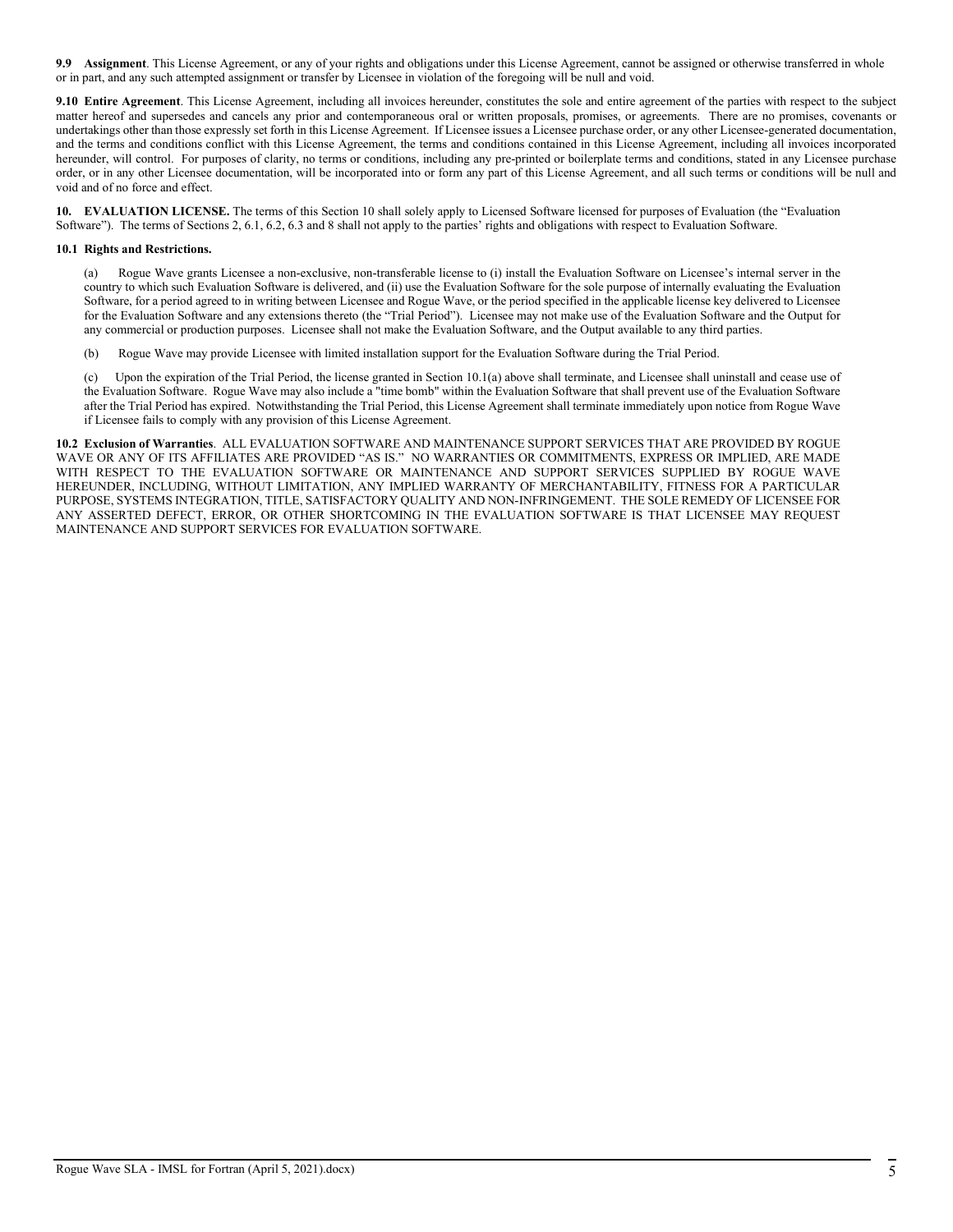**9.9 Assignment**. This License Agreement, or any of your rights and obligations under this License Agreement, cannot be assigned or otherwise transferred in whole or in part, and any such attempted assignment or transfer by Licensee in violation of the foregoing will be null and void.

**9.10 Entire Agreement**. This License Agreement, including all invoices hereunder, constitutes the sole and entire agreement of the parties with respect to the subject matter hereof and supersedes and cancels any prior and contemporaneous oral or written proposals, promises, or agreements. There are no promises, covenants or undertakings other than those expressly set forth in this License Agreement. If Licensee issues a Licensee purchase order, or any other Licensee-generated documentation, and the terms and conditions conflict with this License Agreement, the terms and conditions contained in this License Agreement, including all invoices incorporated hereunder, will control. For purposes of clarity, no terms or conditions, including any pre-printed or boilerplate terms and conditions, stated in any Licensee purchase order, or in any other Licensee documentation, will be incorporated into or form any part of this License Agreement, and all such terms or conditions will be null and void and of no force and effect.

**10. EVALUATION LICENSE.** The terms of this Section 10 shall solely apply to Licensed Software licensed for purposes of Evaluation (the "Evaluation Software"). The terms of Sections 2, 6.1, 6.2, 6.3 and 8 shall not apply to the parties' rights and obligations with respect to Evaluation Software.

**10.1 Rights and Restrictions.**

(a) Rogue Wave grants Licensee a non-exclusive, non-transferable license to (i) install the Evaluation Software on Licensee's internal server in the country to which such Evaluation Software is delivered, and (ii) use the Evaluation Software for the sole purpose of internally evaluating the Evaluation Software, for a period agreed to in writing between Licensee and Rogue Wave, or the period specified in the applicable license key delivered to Licensee for the Evaluation Software and any extensions thereto (the "Trial Period"). Licensee may not make use of the Evaluation Software and the Output for any commercial or production purposes. Licensee shall not make the Evaluation Software, and the Output available to any third parties.

(b) Rogue Wave may provide Licensee with limited installation support for the Evaluation Software during the Trial Period.

(c) Upon the expiration of the Trial Period, the license granted in Section 10.1(a) above shall terminate, and Licensee shall uninstall and cease use of the Evaluation Software. Rogue Wave may also include a "time bomb" within the Evaluation Software that shall prevent use of the Evaluation Software after the Trial Period has expired. Notwithstanding the Trial Period, this License Agreement shall terminate immediately upon notice from Rogue Wave if Licensee fails to comply with any provision of this License Agreement.

**10.2 Exclusion of Warranties**. ALL EVALUATION SOFTWARE AND MAINTENANCE SUPPORT SERVICES THAT ARE PROVIDED BY ROGUE WAVE OR ANY OF ITS AFFILIATES ARE PROVIDED "AS IS." NO WARRANTIES OR COMMITMENTS, EXPRESS OR IMPLIED, ARE MADE WITH RESPECT TO THE EVALUATION SOFTWARE OR MAINTENANCE AND SUPPORT SERVICES SUPPLIED BY ROGUE WAVE HEREUNDER, INCLUDING, WITHOUT LIMITATION, ANY IMPLIED WARRANTY OF MERCHANTABILITY, FITNESS FOR A PARTICULAR PURPOSE, SYSTEMS INTEGRATION, TITLE, SATISFACTORY QUALITY AND NON-INFRINGEMENT. THE SOLE REMEDY OF LICENSEE FOR ANY ASSERTED DEFECT, ERROR, OR OTHER SHORTCOMING IN THE EVALUATION SOFTWARE IS THAT LICENSEE MAY REQUEST MAINTENANCE AND SUPPORT SERVICES FOR EVALUATION SOFTWARE.